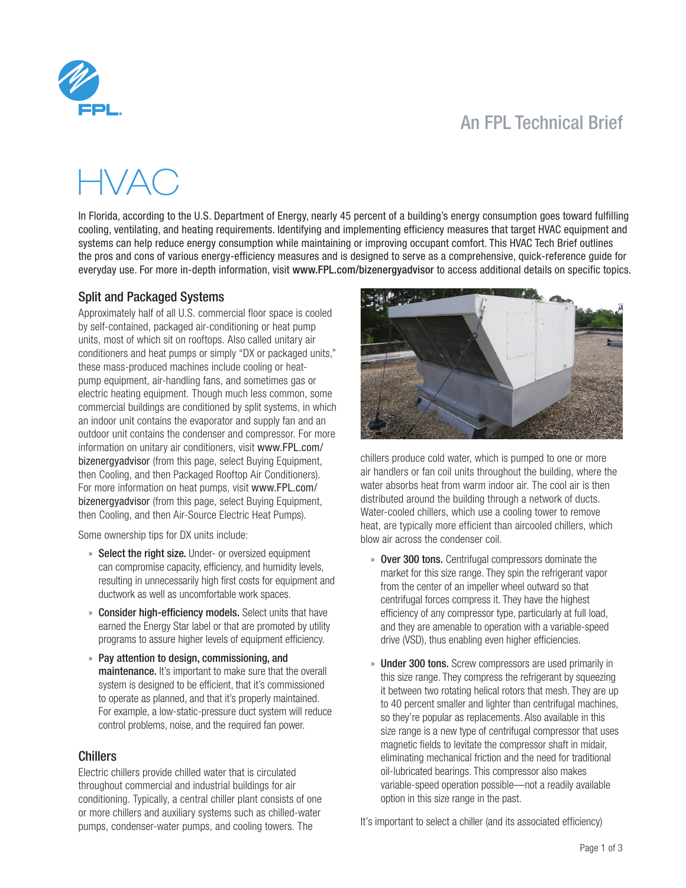An FPL Technical Brief

# HVAC

In Florida, according to the U.S. Department of Energy, nearly 45 percent of a building's energy consumption goes toward fulfilling cooling, ventilating, and heating requirements. Identifying and implementing efficiency measures that target HVAC equipment and systems can help reduce energy consumption while maintaining or improving occupant comfort. This HVAC Tech Brief outlines the pros and cons of various energy-efficiency measures and is designed to serve as a comprehensive, quick-reference guide for everyday use. For more in-depth information, visit www.FPL.com/bizenergyadvisor to access additional details on specific topics.

## Split and Packaged Systems

Approximately half of all U.S. commercial floor space is cooled by self-contained, packaged air-conditioning or heat pump units, most of which sit on rooftops. Also called unitary air conditioners and heat pumps or simply "DX or packaged units," these mass-produced machines include cooling or heat-pump equipment, air-handling fans, and sometimes gas or electric heating equipment. Though much less common, some commercial buildings are conditioned by split systems, in which an indoor unit contains the evaporator and supply fan and an outdoor unit contains the condenser and compressor. For more information on unitary air conditioners, visit www.FPL.com/bizenergyadvisor (from this page, select Buying Equipment, then Cooling, and then Packaged Rooftop Air Conditioners). For more information on heat pumps, visit www.FPL.com/bizenergyadvisor (from this page, select Buying Equipment, then Cooling, and then Air-Source Electric Heat Pumps).

Some ownership tips for DX units include:

- **Select the right size.** Under- or oversized equipment can compromise capacity, efficiency, and humidity levels, resulting in unnecessarily high first costs for equipment and ductwork as well as uncomfortable work spaces.
- **Consider high-efficiency models.** Select units that have earned the Energy Star label or that are promoted by utility programs to assure higher levels of equipment efficiency.
- **Pay attention to design, commissioning, and maintenance.** It's important to make sure that the overall system is designed to be efficient, that it's commissioned to operate as planned, and that it's properly maintained. For example, a low-static-pressure duct system will reduce control problems, noise, and the required fan power.

## Chillers

Electric chillers provide chilled water that is circulated throughout commercial and industrial buildings for air conditioning. Typically, a central chiller plant consists of one or more chillers and auxiliary systems such as chilled-water pumps, condenser-water pumps, and cooling towers. The chillers produce cold water, which is pumped to one or more air handlers or fan coil units throughout the building, where the water absorbs heat from warm indoor air. The cool air is then distributed around the building through a network of ducts. Water-cooled chillers, which use a cooling tower to remove heat, are typically more efficient than aircooled chillers, which blow air across the condenser coil.

- **Over 300 tons.** Centrifugal compressors dominate the market for this size range. They spin the refrigerant vapor from the center of an impeller wheel outward so that centrifugal forces compress it. They have the highest efficiency of any compressor type, particularly at full load, and they are amenable to operation with a variable-speed drive (VSD), thus enabling even higher efficiencies.
- **Under 300 tons.** Screw compressors are used primarily in this size range. They compress the refrigerant by squeezing it between two rotating helical rotors that mesh. They are up to 40 percent smaller and lighter than centrifugal machines, so they're popular as replacements. Also available in this size range is a new type of centrifugal compressor that uses magnetic fields to levitate the compressor shaft in midair, eliminating mechanical friction and the need for traditional oil-lubricated bearings. This compressor also makes variable-speed operation possible—not a readily available option in this size range in the past.

It's important to select a chiller (and its associated efficiency)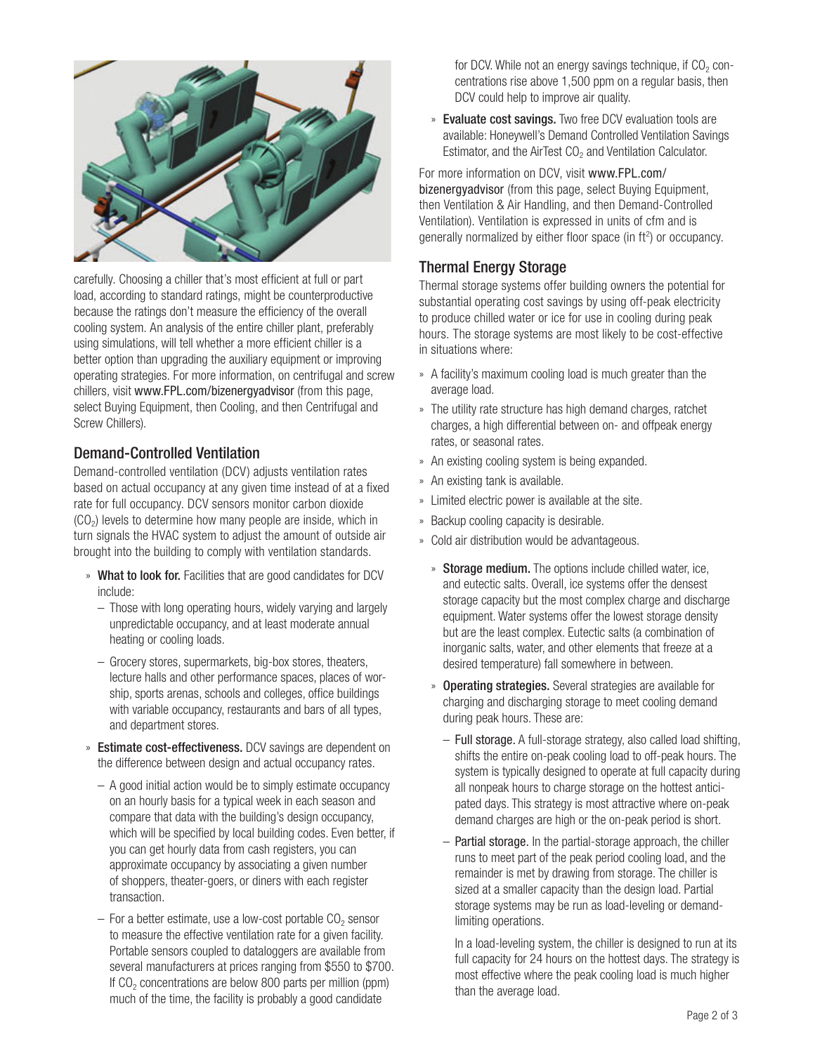carefully. Choosing a chiller that's most efficient at full or part load, according to standard ratings, might be counterproductive because the ratings don't measure the efficiency of the overall cooling system. An analysis of the entire chiller plant, preferably using simulations, will tell whether a more efficient chiller is a better option than upgrading the auxiliary equipment or improving operating strategies. For more information, on centrifugal and screw chillers, visit www.FPL.com/bizenergyadvisor (from this page, select Buying Equipment, then Cooling, and then Centrifugal and Screw Chillers).

## Demand-Controlled Ventilation

Demand-controlled ventilation (DCV) adjusts ventilation rates based on actual occupancy at any given time instead of at a fixed rate for full occupancy. DCV sensors monitor carbon dioxide ($CO_2$) levels to determine how many people are inside, which in turn signals the HVAC system to adjust the amount of outside air brought into the building to comply with ventilation standards.

- **What to look for.** Facilities that are good candidates for DCV include:
  - Those with long operating hours, widely varying and largely unpredictable occupancy, and at least moderate annual heating or cooling loads.
  - Grocery stores, supermarkets, big-box stores, theaters, lecture halls and other performance spaces, places of worship, sports arenas, schools and colleges, office buildings with variable occupancy, restaurants and bars of all types, and department stores.
- **Estimate cost-effectiveness.** DCV savings are dependent on the difference between design and actual occupancy rates.
  - A good initial action would be to simply estimate occupancy on an hourly basis for a typical week in each season and compare that data with the building's design occupancy, which will be specified by local building codes. Even better, if you can get hourly data from cash registers, you can approximate occupancy by associating a given number of shoppers, theater-goers, or diners with each register transaction.
  - For a better estimate, use a low-cost portable $CO_2$ sensor to measure the effective ventilation rate for a given facility. Portable sensors coupled to dataloggers are available from several manufacturers at prices ranging from \$550 to \$700. If $CO_2$ concentrations are below 800 parts per million (ppm) much of the time, the facility is probably a good candidate for DCV. While not an energy savings technique, if $CO_2$ concentrations rise above 1,500 ppm on a regular basis, then DCV could help to improve air quality.
- **Evaluate cost savings.** Two free DCV evaluation tools are available: Honeywell's Demand Controlled Ventilation Savings Estimator, and the AirTest $CO_2$ and Ventilation Calculator.

For more information on DCV, visit www.FPL.com/bizenergyadvisor (from this page, select Buying Equipment, then Ventilation & Air Handling, and then Demand-Controlled Ventilation). Ventilation is expressed in units of cfm and is generally normalized by either floor space (in $ft^2$) or occupancy.

## Thermal Energy Storage

Thermal storage systems offer building owners the potential for substantial operating cost savings by using off-peak electricity to produce chilled water or ice for use in cooling during peak hours. The storage systems are most likely to be cost-effective in situations where:

- A facility's maximum cooling load is much greater than the average load.
- The utility rate structure has high demand charges, ratchet charges, a high differential between on- and offpeak energy rates, or seasonal rates.
- An existing cooling system is being expanded.
- An existing tank is available.
- Limited electric power is available at the site.
- Backup cooling capacity is desirable.
- Cold air distribution would be advantageous.

  - **Storage medium.** The options include chilled water, ice, and eutectic salts. Overall, ice systems offer the densest storage capacity but the most complex charge and discharge equipment. Water systems offer the lowest storage density but are the least complex. Eutectic salts (a combination of inorganic salts, water, and other elements that freeze at a desired temperature) fall somewhere in between.
  - **Operating strategies.** Several strategies are available for charging and discharging storage to meet cooling demand during peak hours. These are:
    - **Full storage.** A full-storage strategy, also called load shifting, shifts the entire on-peak cooling load to off-peak hours. The system is typically designed to operate at full capacity during all nonpeak hours to charge storage on the hottest anticipated days. This strategy is most attractive where on-peak demand charges are high or the on-peak period is short.
    - **Partial storage.** In the partial-storage approach, the chiller runs to meet part of the peak period cooling load, and the remainder is met by drawing from storage. The chiller is sized at a smaller capacity than the design load. Partial storage systems may be run as load-leveling or demand-limiting operations.

      In a load-leveling system, the chiller is designed to run at its full capacity for 24 hours on the hottest days. The strategy is most effective where the peak cooling load is much higher than the average load.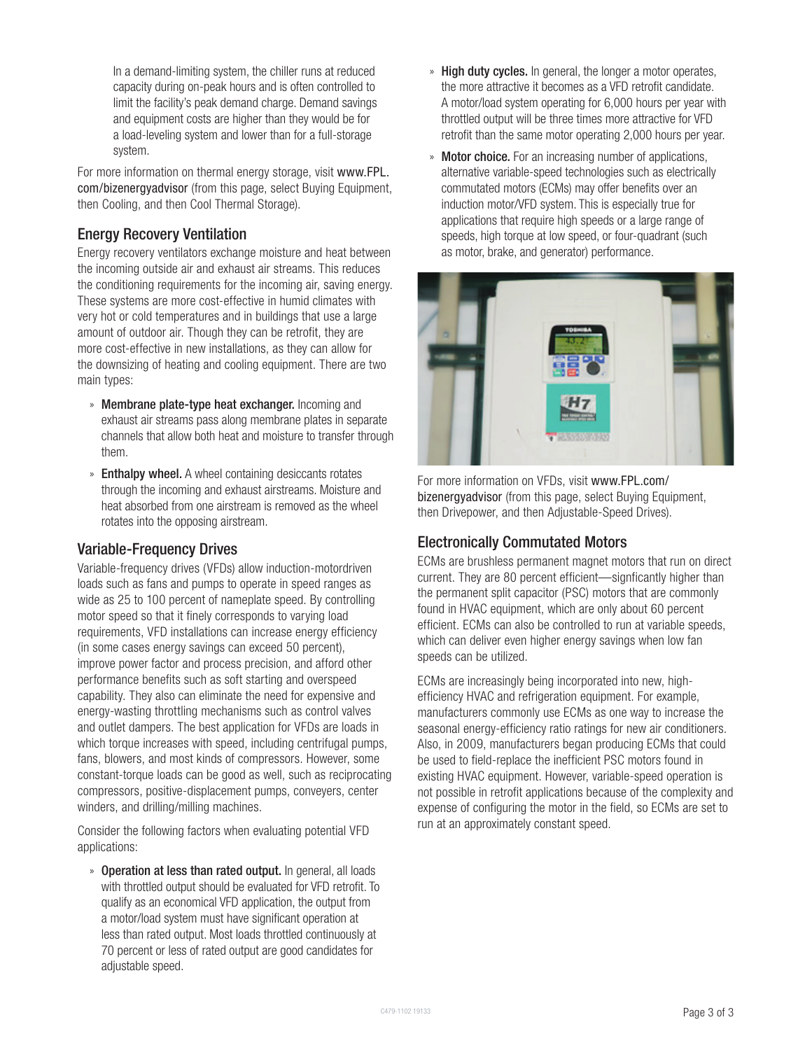In a demand-limiting system, the chiller runs at reduced capacity during on-peak hours and is often controlled to limit the facility's peak demand charge. Demand savings and equipment costs are higher than they would be for a load-leveling system and lower than for a full-storage system.

For more information on thermal energy storage, visit www.FPL.com/bizenergyadvisor (from this page, select Buying Equipment, then Cooling, and then Cool Thermal Storage).

## Energy Recovery Ventilation

Energy recovery ventilators exchange moisture and heat between the incoming outside air and exhaust air streams. This reduces the conditioning requirements for the incoming air, saving energy. These systems are more cost-effective in humid climates with very hot or cold temperatures and in buildings that use a large amount of outdoor air. Though they can be retrofit, they are more cost-effective in new installations, as they can allow for the downsizing of heating and cooling equipment. There are two main types:

- **Membrane plate-type heat exchanger.** Incoming and exhaust air streams pass along membrane plates in separate channels that allow both heat and moisture to transfer through them.
- **Enthalpy wheel.** A wheel containing desiccants rotates through the incoming and exhaust airstreams. Moisture and heat absorbed from one airstream is removed as the wheel rotates into the opposing airstream.

## Variable-Frequency Drives

Variable-frequency drives (VFDs) allow induction-motordriven loads such as fans and pumps to operate in speed ranges as wide as 25 to 100 percent of nameplate speed. By controlling motor speed so that it finely corresponds to varying load requirements, VFD installations can increase energy efficiency (in some cases energy savings can exceed 50 percent), improve power factor and process precision, and afford other performance benefits such as soft starting and overspeed capability. They also can eliminate the need for expensive and energy-wasting throttling mechanisms such as control valves and outlet dampers. The best application for VFDs are loads in which torque increases with speed, including centrifugal pumps, fans, blowers, and most kinds of compressors. However, some constant-torque loads can be good as well, such as reciprocating compressors, positive-displacement pumps, conveyers, center winders, and drilling/milling machines.

Consider the following factors when evaluating potential VFD applications:

- **Operation at less than rated output.** In general, all loads with throttled output should be evaluated for VFD retrofit. To qualify as an economical VFD application, the output from a motor/load system must have significant operation at less than rated output. Most loads throttled continuously at 70 percent or less of rated output are good candidates for adjustable speed.
- **High duty cycles.** In general, the longer a motor operates, the more attractive it becomes as a VFD retrofit candidate. A motor/load system operating for 6,000 hours per year with throttled output will be three times more attractive for VFD retrofit than the same motor operating 2,000 hours per year.
- **Motor choice.** For an increasing number of applications, alternative variable-speed technologies such as electrically commutated motors (ECMs) may offer benefits over an induction motor/VFD system. This is especially true for applications that require high speeds or a large range of speeds, high torque at low speed, or four-quadrant (such as motor, brake, and generator) performance.

For more information on VFDs, visit www.FPL.com/bizenergyadvisor (from this page, select Buying Equipment, then Drivepower, and then Adjustable-Speed Drives).

## Electronically Commutated Motors

ECMs are brushless permanent magnet motors that run on direct current. They are 80 percent efficient—signficantly higher than the permanent split capacitor (PSC) motors that are commonly found in HVAC equipment, which are only about 60 percent efficient. ECMs can also be controlled to run at variable speeds, which can deliver even higher energy savings when low fan speeds can be utilized.

ECMs are increasingly being incorporated into new, high-efficiency HVAC and refrigeration equipment. For example, manufacturers commonly use ECMs as one way to increase the seasonal energy-efficiency ratio ratings for new air conditioners. Also, in 2009, manufacturers began producing ECMs that could be used to field-replace the inefficient PSC motors found in existing HVAC equipment. However, variable-speed operation is not possible in retrofit applications because of the complexity and expense of configuring the motor in the field, so ECMs are set to run at an approximately constant speed.

C479-1102 19133